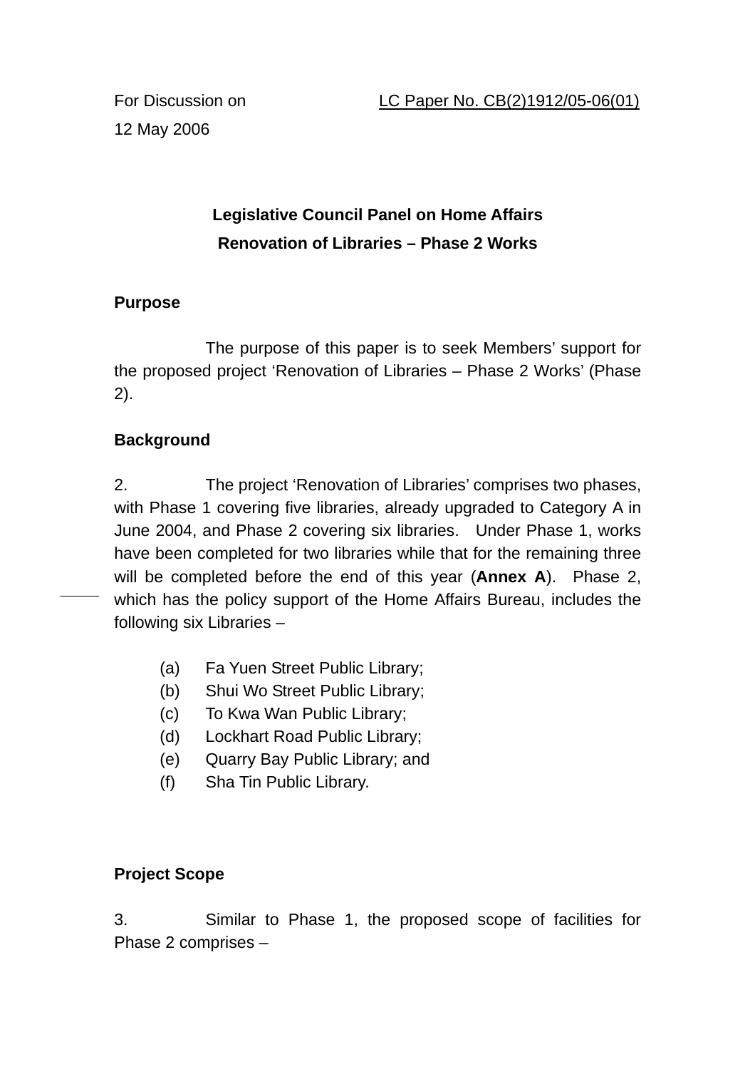For Discussion on 12 May 2006

LC Paper No. CB(2)1912/05-06(01)

**Legislative Council Panel on Home Affairs**

**Renovation of Libraries – Phase 2 Works**

**Purpose**

The purpose of this paper is to seek Members' support for the proposed project 'Renovation of Libraries – Phase 2 Works' (Phase 2).

**Background**

2. The project 'Renovation of Libraries' comprises two phases, with Phase 1 covering five libraries, already upgraded to Category A in June 2004, and Phase 2 covering six libraries. Under Phase 1, works have been completed for two libraries while that for the remaining three will be completed before the end of this year (**Annex A**). Phase 2, which has the policy support of the Home Affairs Bureau, includes the following six Libraries –

(a) Fa Yuen Street Public Library;
(b) Shui Wo Street Public Library;
(c) To Kwa Wan Public Library;
(d) Lockhart Road Public Library;
(e) Quarry Bay Public Library; and
(f) Sha Tin Public Library.

**Project Scope**

3. Similar to Phase 1, the proposed scope of facilities for Phase 2 comprises –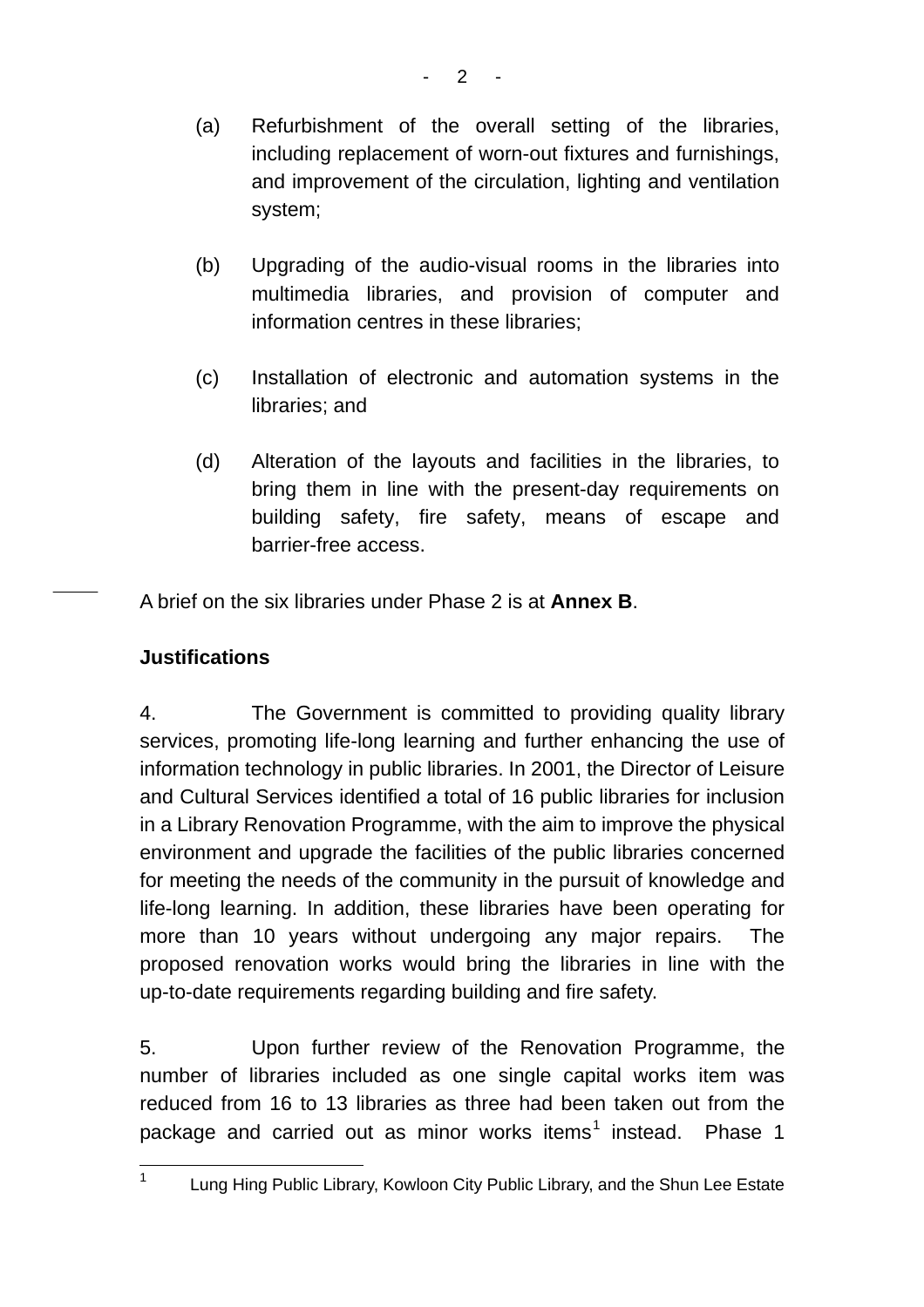(a) Refurbishment of the overall setting of the libraries, including replacement of worn-out fixtures and furnishings, and improvement of the circulation, lighting and ventilation system;

(b) Upgrading of the audio-visual rooms in the libraries into multimedia libraries, and provision of computer and information centres in these libraries;

(c) Installation of electronic and automation systems in the libraries; and

(d) Alteration of the layouts and facilities in the libraries, to bring them in line with the present-day requirements on building safety, fire safety, means of escape and barrier-free access.

A brief on the six libraries under Phase 2 is at **Annex B**.

**Justifications**

4. The Government is committed to providing quality library services, promoting life-long learning and further enhancing the use of information technology in public libraries. In 2001, the Director of Leisure and Cultural Services identified a total of 16 public libraries for inclusion in a Library Renovation Programme, with the aim to improve the physical environment and upgrade the facilities of the public libraries concerned for meeting the needs of the community in the pursuit of knowledge and life-long learning. In addition, these libraries have been operating for more than 10 years without undergoing any major repairs. The proposed renovation works would bring the libraries in line with the up-to-date requirements regarding building and fire safety.

5. Upon further review of the Renovation Programme, the number of libraries included as one single capital works item was reduced from 16 to 13 libraries as three had been taken out from the package and carried out as minor works items[1] instead. Phase 1

---

[1] Lung Hing Public Library, Kowloon City Public Library, and the Shun Lee Estate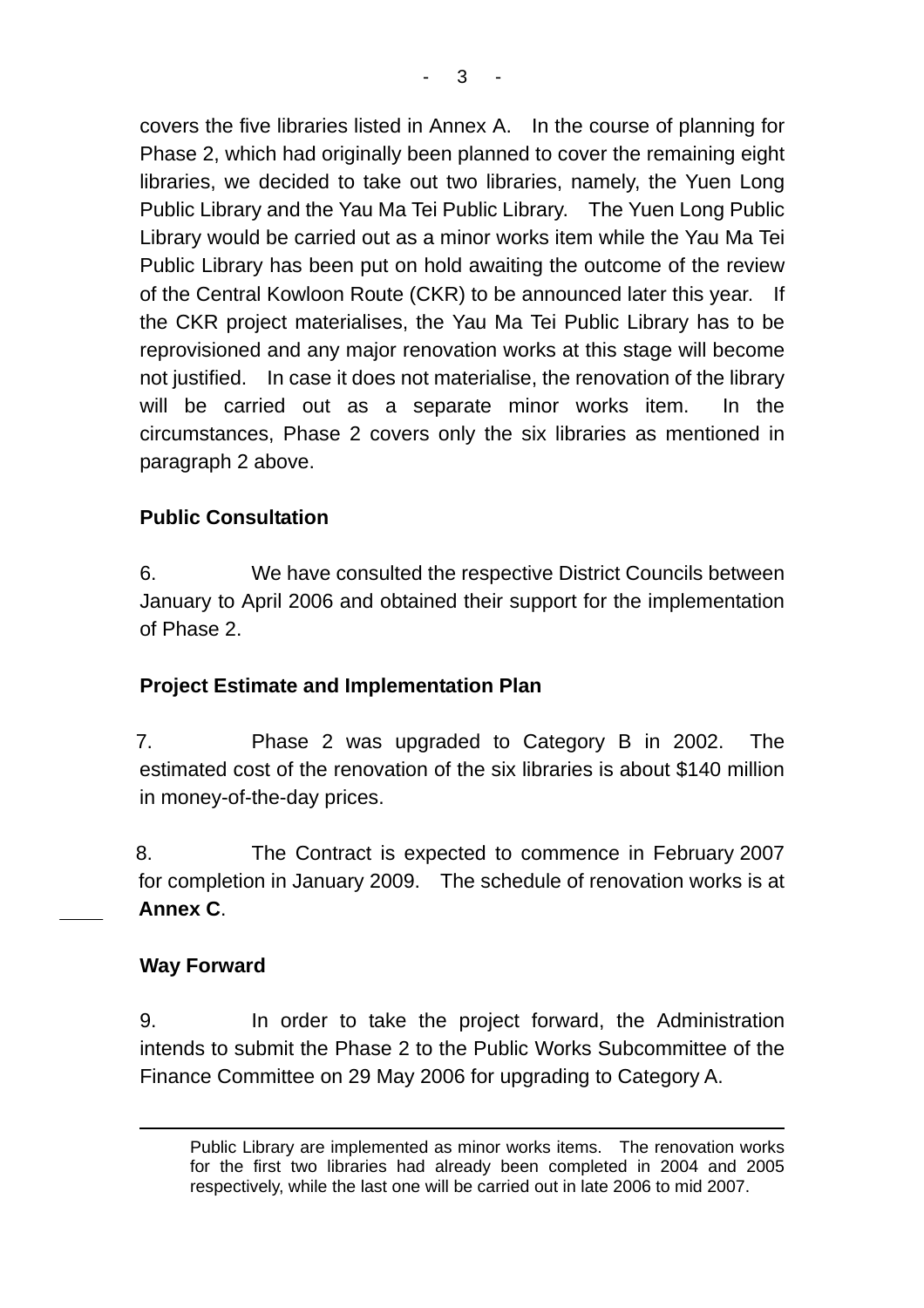covers the five libraries listed in Annex A. In the course of planning for Phase 2, which had originally been planned to cover the remaining eight libraries, we decided to take out two libraries, namely, the Yuen Long Public Library and the Yau Ma Tei Public Library. The Yuen Long Public Library would be carried out as a minor works item while the Yau Ma Tei Public Library has been put on hold awaiting the outcome of the review of the Central Kowloon Route (CKR) to be announced later this year. If the CKR project materialises, the Yau Ma Tei Public Library has to be reprovisioned and any major renovation works at this stage will become not justified. In case it does not materialise, the renovation of the library will be carried out as a separate minor works item. In the circumstances, Phase 2 covers only the six libraries as mentioned in paragraph 2 above.

**Public Consultation**

6. We have consulted the respective District Councils between January to April 2006 and obtained their support for the implementation of Phase 2.

**Project Estimate and Implementation Plan**

7. Phase 2 was upgraded to Category B in 2002. The estimated cost of the renovation of the six libraries is about $140 million in money-of-the-day prices.

8. The Contract is expected to commence in February 2007 for completion in January 2009. The schedule of renovation works is at **Annex C**.

**Way Forward**

9. In order to take the project forward, the Administration intends to submit the Phase 2 to the Public Works Subcommittee of the Finance Committee on 29 May 2006 for upgrading to Category A.

---

Public Library are implemented as minor works items. The renovation works for the first two libraries had already been completed in 2004 and 2005 respectively, while the last one will be carried out in late 2006 to mid 2007.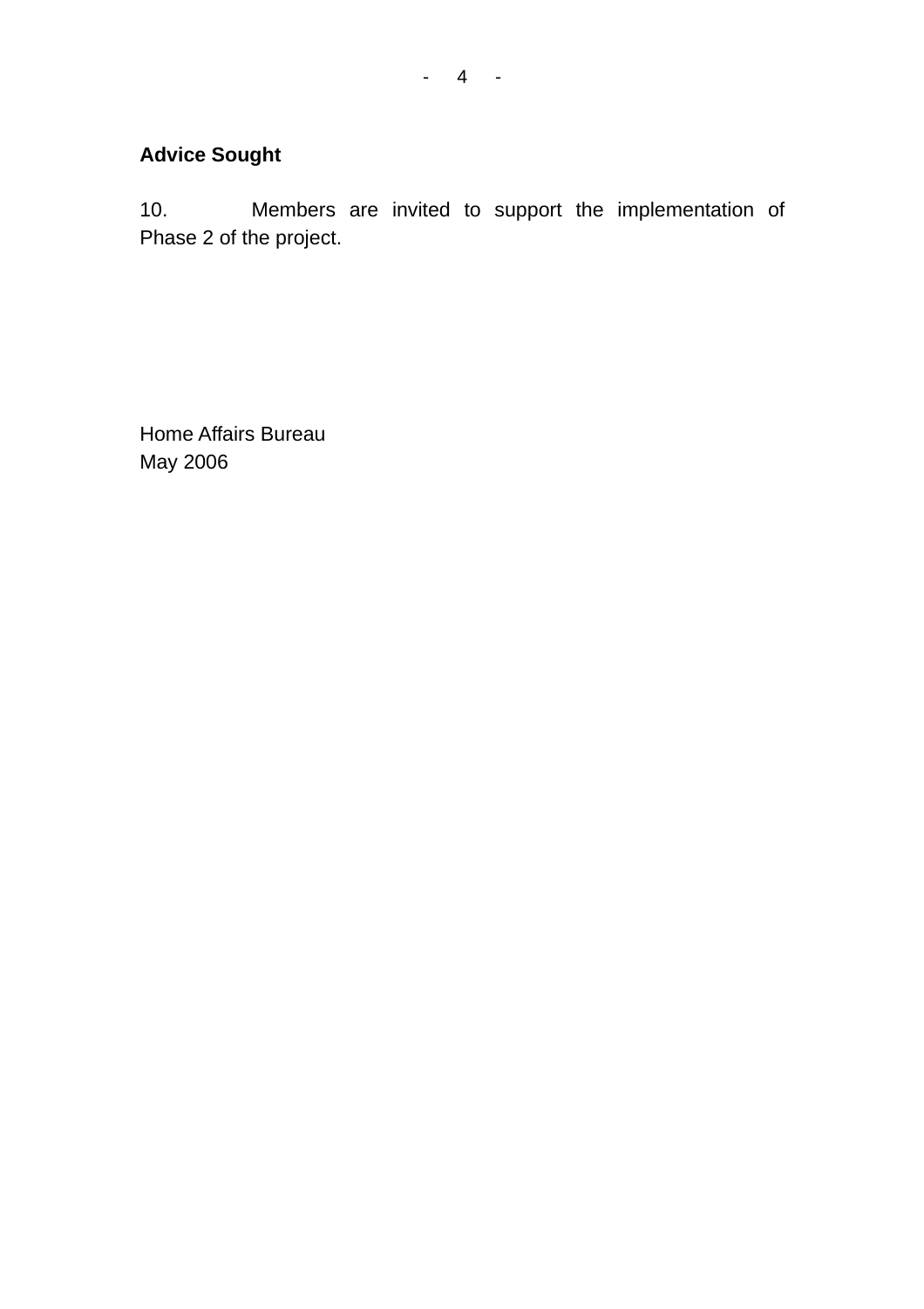**Advice Sought**

10. Members are invited to support the implementation of Phase 2 of the project.

Home Affairs Bureau
May 2006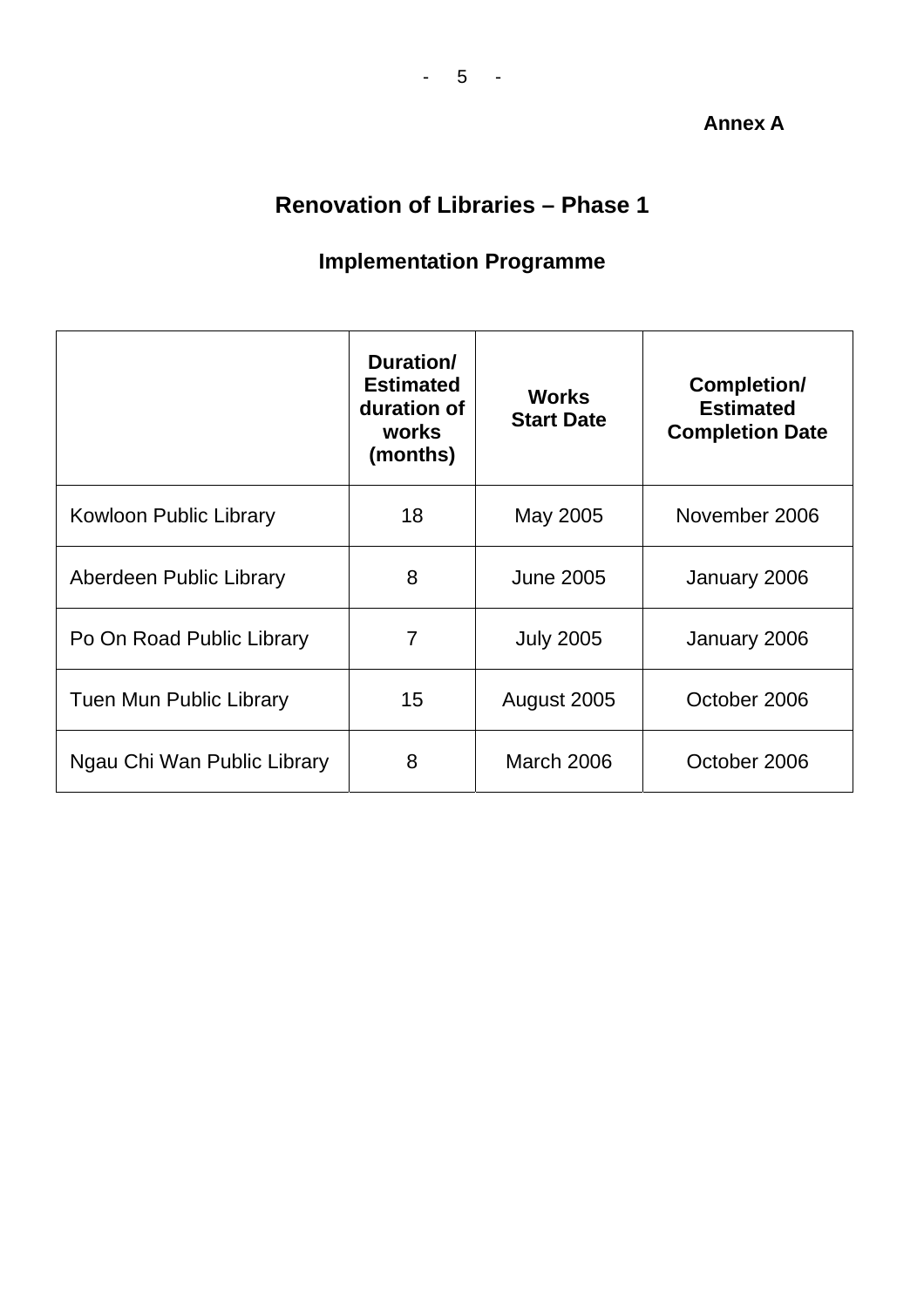**Annex A**

# Renovation of Libraries – Phase 1

## Implementation Programme

| | Duration/ Estimated duration of works (months) | Works Start Date | Completion/ Estimated Completion Date |
|---|---|---|---|
| Kowloon Public Library | 18 | May 2005 | November 2006 |
| Aberdeen Public Library | 8 | June 2005 | January 2006 |
| Po On Road Public Library | 7 | July 2005 | January 2006 |
| Tuen Mun Public Library | 15 | August 2005 | October 2006 |
| Ngau Chi Wan Public Library | 8 | March 2006 | October 2006 |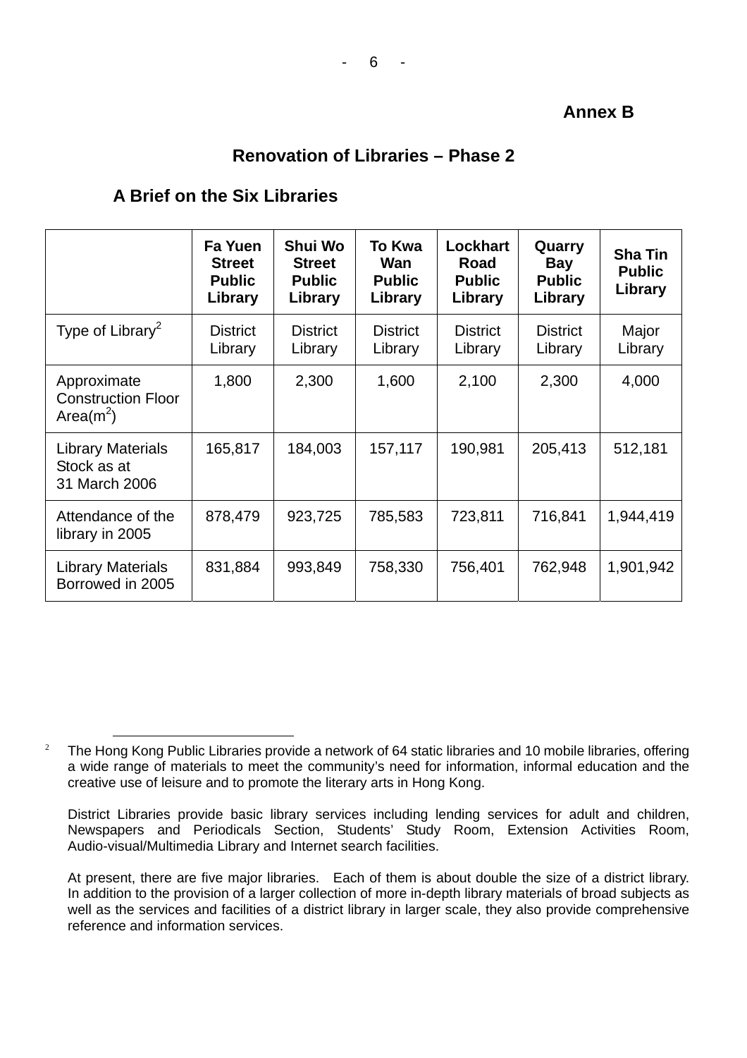**Annex B**

## Renovation of Libraries – Phase 2

### A Brief on the Six Libraries

| | Fa Yuen Street Public Library | Shui Wo Street Public Library | To Kwa Wan Public Library | Lockhart Road Public Library | Quarry Bay Public Library | Sha Tin Public Library |
|---|---|---|---|---|---|---|
| Type of Library[2] | District Library | District Library | District Library | District Library | District Library | Major Library |
| Approximate Construction Floor Area($m^2$) | 1,800 | 2,300 | 1,600 | 2,100 | 2,300 | 4,000 |
| Library Materials Stock as at 31 March 2006 | 165,817 | 184,003 | 157,117 | 190,981 | 205,413 | 512,181 |
| Attendance of the library in 2005 | 878,479 | 923,725 | 785,583 | 723,811 | 716,841 | 1,944,419 |
| Library Materials Borrowed in 2005 | 831,884 | 993,849 | 758,330 | 756,401 | 762,948 | 1,901,942 |

[2] The Hong Kong Public Libraries provide a network of 64 static libraries and 10 mobile libraries, offering a wide range of materials to meet the community's need for information, informal education and the creative use of leisure and to promote the literary arts in Hong Kong.

District Libraries provide basic library services including lending services for adult and children, Newspapers and Periodicals Section, Students' Study Room, Extension Activities Room, Audio-visual/Multimedia Library and Internet search facilities.

At present, there are five major libraries. Each of them is about double the size of a district library. In addition to the provision of a larger collection of more in-depth library materials of broad subjects as well as the services and facilities of a district library in larger scale, they also provide comprehensive reference and information services.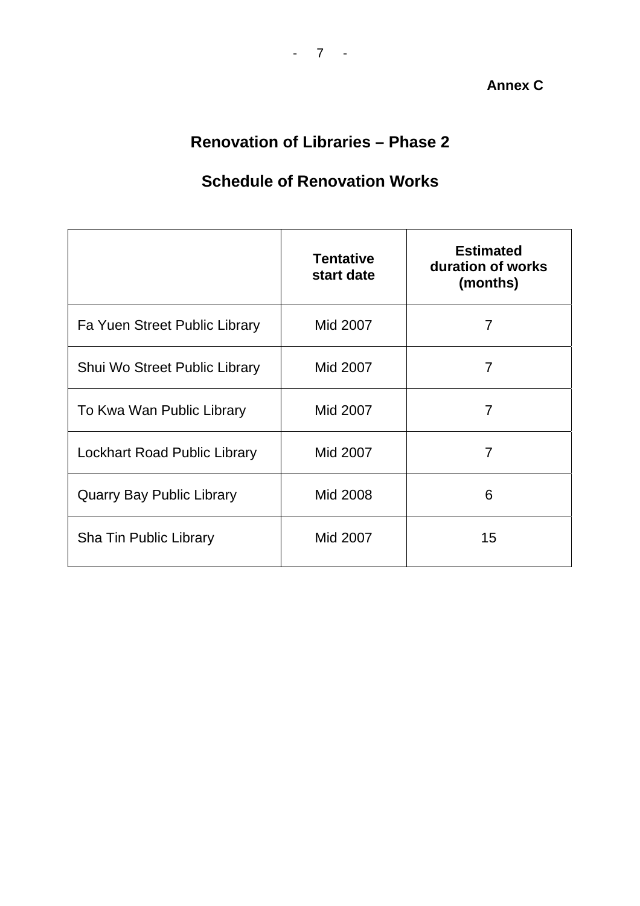**Annex C**

## Renovation of Libraries – Phase 2

## Schedule of Renovation Works

| | Tentative start date | Estimated duration of works (months) |
|---|---|---|
| Fa Yuen Street Public Library | Mid 2007 | 7 |
| Shui Wo Street Public Library | Mid 2007 | 7 |
| To Kwa Wan Public Library | Mid 2007 | 7 |
| Lockhart Road Public Library | Mid 2007 | 7 |
| Quarry Bay Public Library | Mid 2008 | 6 |
| Sha Tin Public Library | Mid 2007 | 15 |